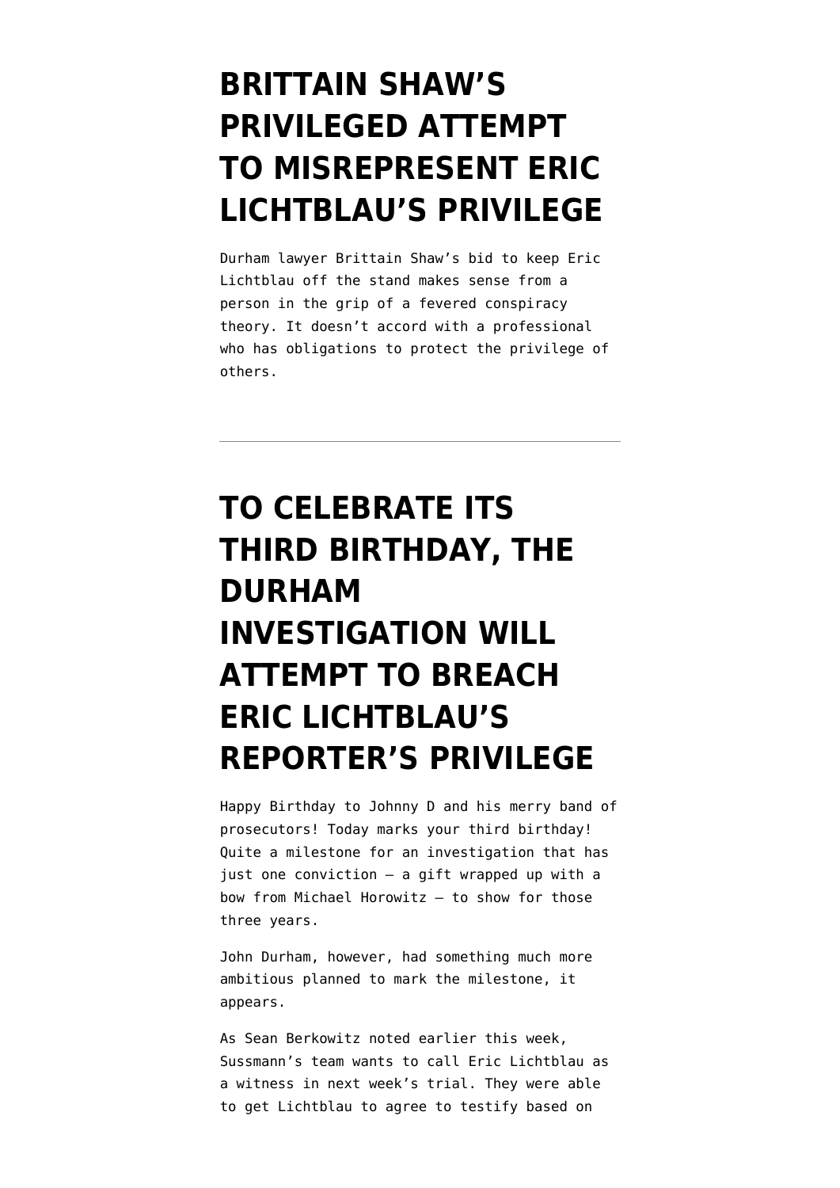# BRITTAIN SHAW'S PRIVILEGED ATTEMPT TO MISREPRESENT ERIC LICHTBLAU'S PRIVILEGE

Durham lawyer Brittain Shaw's bid to keep Eric Lichtblau off the stand makes sense from a person in the grip of a fevered conspiracy theory. It doesn't accord with a professional who has obligations to protect the privilege of others.

---

# TO CELEBRATE ITS THIRD BIRTHDAY, THE DURHAM INVESTIGATION WILL ATTEMPT TO BREACH ERIC LICHTBLAU'S REPORTER'S PRIVILEGE

Happy Birthday to Johnny D and his merry band of prosecutors! Today marks your third birthday! Quite a milestone for an investigation that has just one conviction — a gift wrapped up with a bow from Michael Horowitz — to show for those three years.

John Durham, however, had something much more ambitious planned to mark the milestone, it appears.

As Sean Berkowitz noted earlier this week, Sussmann's team wants to call Eric Lichtblau as a witness in next week's trial. They were able to get Lichtblau to agree to testify based on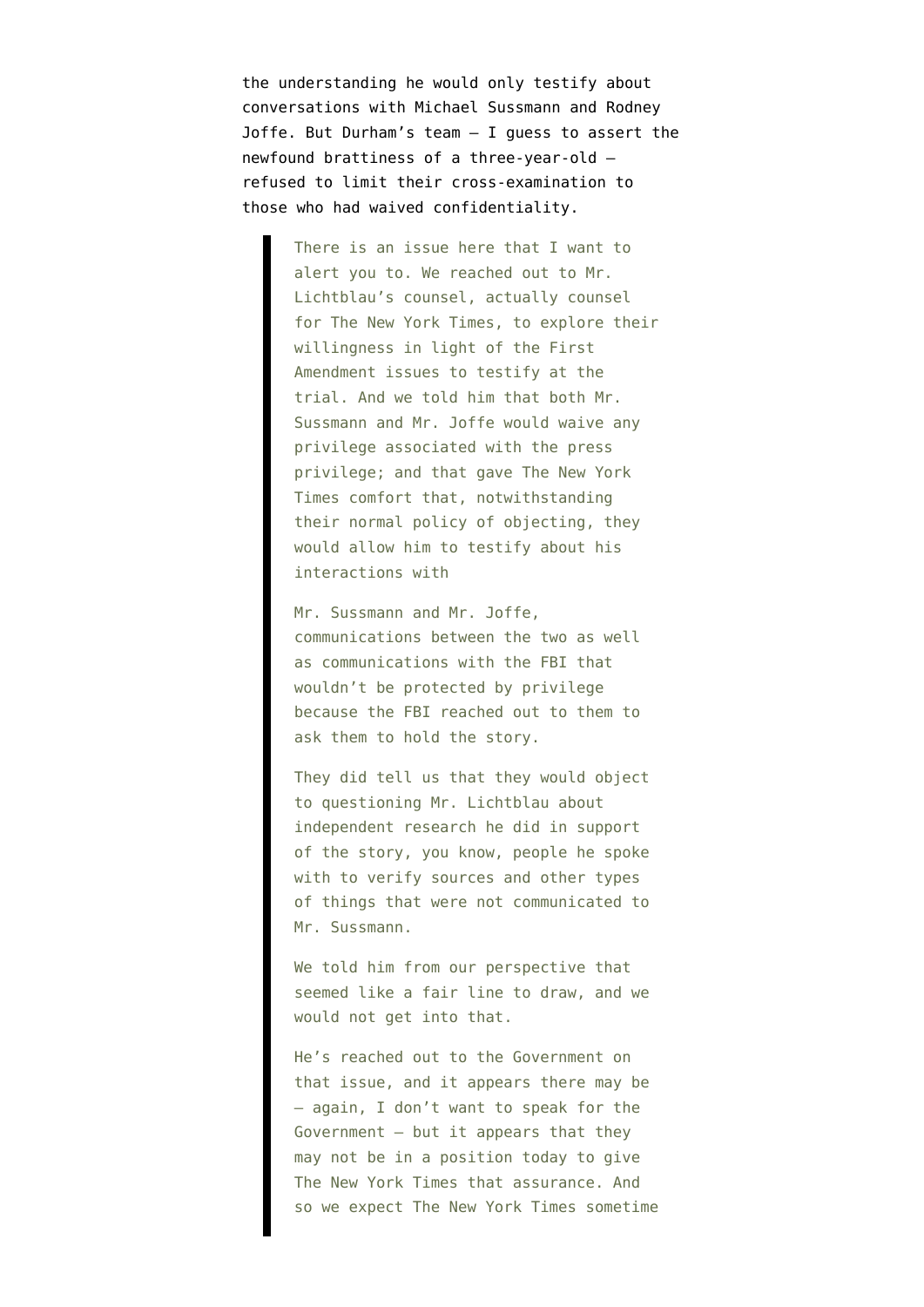the understanding he would only testify about conversations with Michael Sussmann and Rodney Joffe. But Durham's team — I guess to assert the newfound brattiness of a three-year-old — refused to limit their cross-examination to those who had waived confidentiality.

> There is an issue here that I want to alert you to. We reached out to Mr. Lichtblau's counsel, actually counsel for The New York Times, to explore their willingness in light of the First Amendment issues to testify at the trial. And we told him that both Mr. Sussmann and Mr. Joffe would waive any privilege associated with the press privilege; and that gave The New York Times comfort that, notwithstanding their normal policy of objecting, they would allow him to testify about his interactions with
>
> Mr. Sussmann and Mr. Joffe, communications between the two as well as communications with the FBI that wouldn't be protected by privilege because the FBI reached out to them to ask them to hold the story.
>
> They did tell us that they would object to questioning Mr. Lichtblau about independent research he did in support of the story, you know, people he spoke with to verify sources and other types of things that were not communicated to Mr. Sussmann.
>
> We told him from our perspective that seemed like a fair line to draw, and we would not get into that.
>
> He's reached out to the Government on that issue, and it appears there may be — again, I don't want to speak for the Government — but it appears that they may not be in a position today to give The New York Times that assurance. And so we expect The New York Times sometime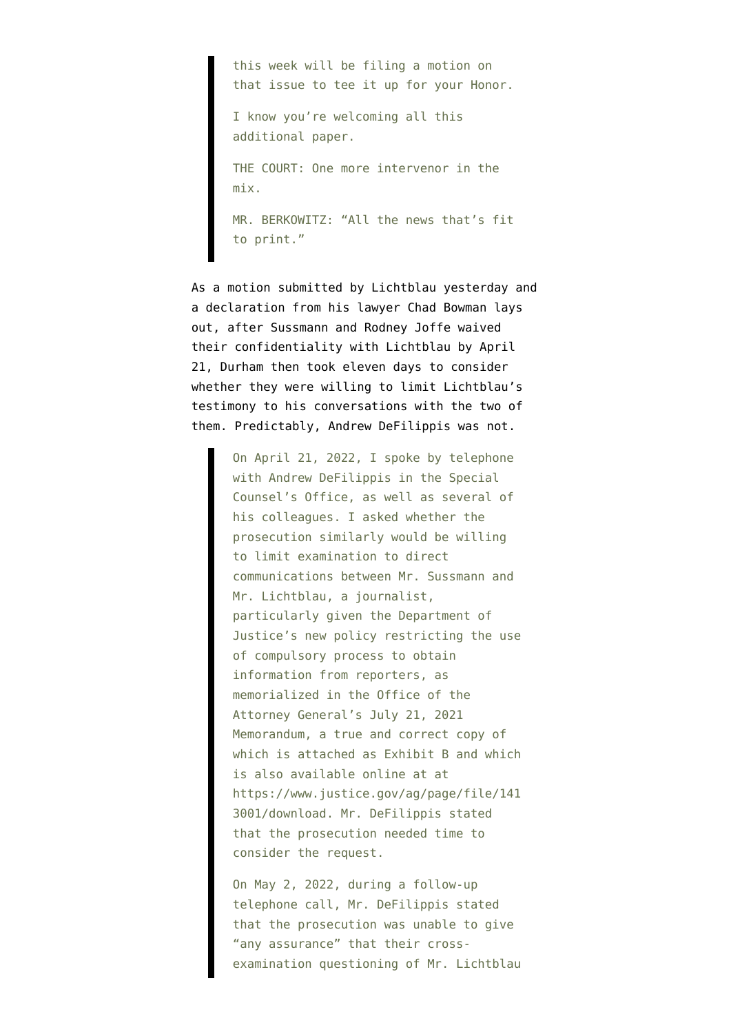> this week will be filing a motion on that issue to tee it up for your Honor.
>
> I know you're welcoming all this additional paper.
>
> THE COURT: One more intervenor in the mix.
>
> MR. BERKOWITZ: "All the news that's fit to print."

As a motion submitted by Lichtblau yesterday and a declaration from his lawyer Chad Bowman lays out, after Sussmann and Rodney Joffe waived their confidentiality with Lichtblau by April 21, Durham then took eleven days to consider whether they were willing to limit Lichtblau's testimony to his conversations with the two of them. Predictably, Andrew DeFilippis was not.

> On April 21, 2022, I spoke by telephone with Andrew DeFilippis in the Special Counsel's Office, as well as several of his colleagues. I asked whether the prosecution similarly would be willing to limit examination to direct communications between Mr. Sussmann and Mr. Lichtblau, a journalist, particularly given the Department of Justice's new policy restricting the use of compulsory process to obtain information from reporters, as memorialized in the Office of the Attorney General's July 21, 2021 Memorandum, a true and correct copy of which is attached as Exhibit B and which is also available online at at https://www.justice.gov/ag/page/file/1413001/download. Mr. DeFilippis stated that the prosecution needed time to consider the request.
>
> On May 2, 2022, during a follow-up telephone call, Mr. DeFilippis stated that the prosecution was unable to give "any assurance" that their cross-examination questioning of Mr. Lichtblau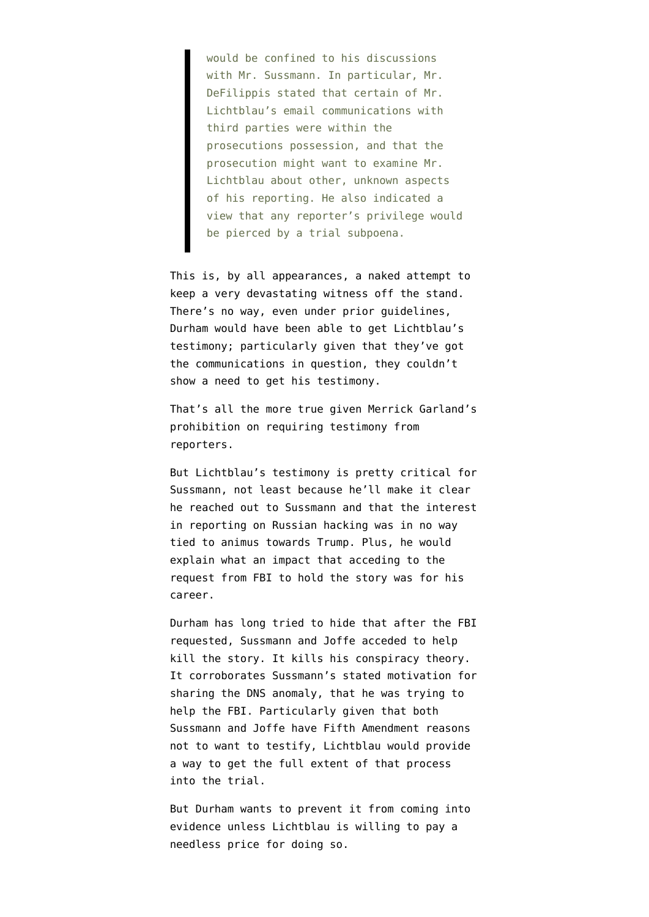> would be confined to his discussions with Mr. Sussmann. In particular, Mr. DeFilippis stated that certain of Mr. Lichtblau's email communications with third parties were within the prosecutions possession, and that the prosecution might want to examine Mr. Lichtblau about other, unknown aspects of his reporting. He also indicated a view that any reporter's privilege would be pierced by a trial subpoena.

This is, by all appearances, a naked attempt to keep a very devastating witness off the stand. There's no way, even under prior guidelines, Durham would have been able to get Lichtblau's testimony; particularly given that they've got the communications in question, they couldn't show a need to get his testimony.

That's all the more true given Merrick Garland's prohibition on requiring testimony from reporters.

But Lichtblau's testimony is pretty critical for Sussmann, not least because he'll make it clear he reached out to Sussmann and that the interest in reporting on Russian hacking was in no way tied to animus towards Trump. Plus, he would explain what an impact that acceding to the request from FBI to hold the story was for his career.

Durham has long tried to hide that after the FBI requested, Sussmann and Joffe acceded to help kill the story. It kills his conspiracy theory. It corroborates Sussmann's stated motivation for sharing the DNS anomaly, that he was trying to help the FBI. Particularly given that both Sussmann and Joffe have Fifth Amendment reasons not to want to testify, Lichtblau would provide a way to get the full extent of that process into the trial.

But Durham wants to prevent it from coming into evidence unless Lichtblau is willing to pay a needless price for doing so.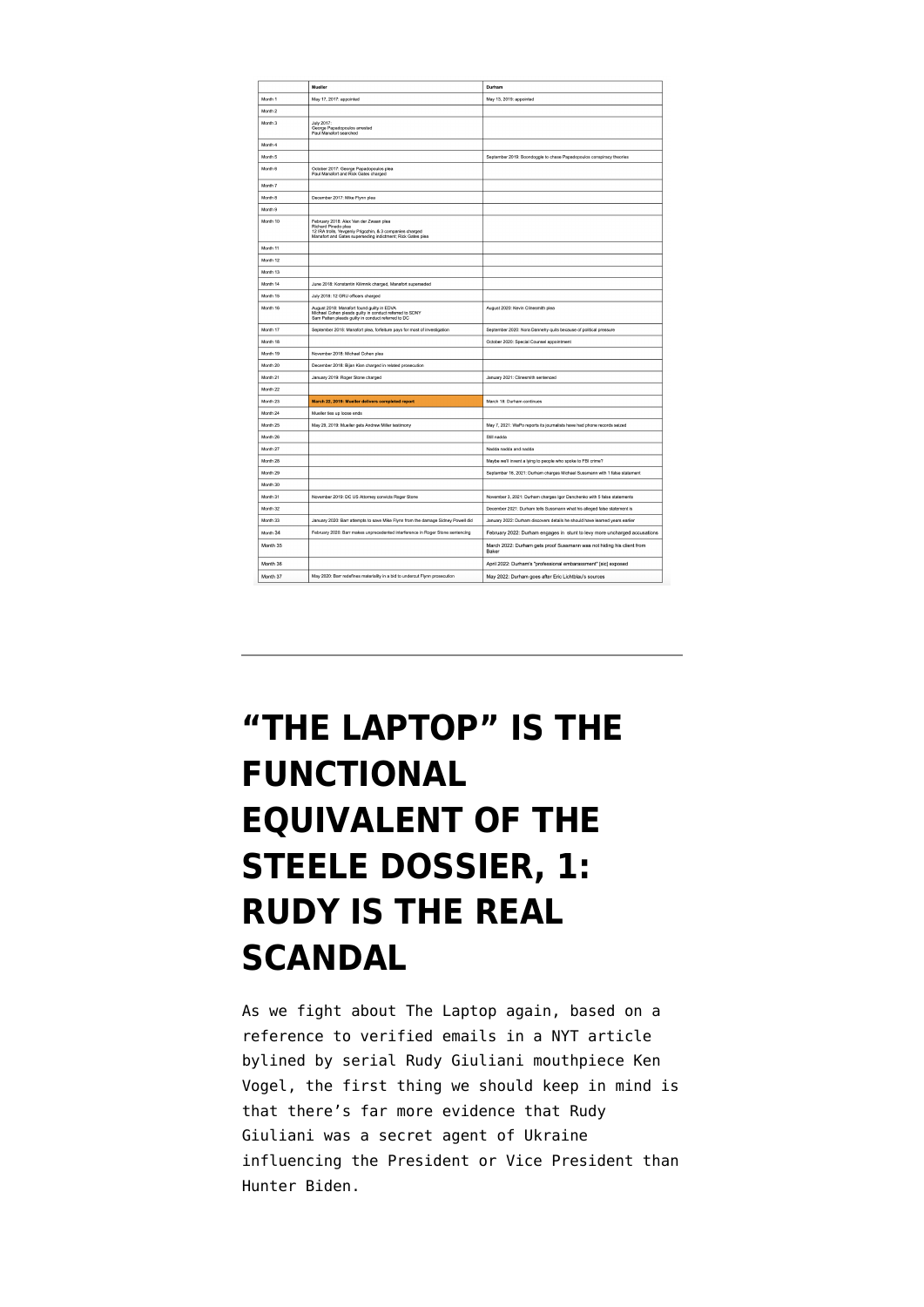| | Mueller | Durham |
|---|---|---|
| Month 1 | May 17, 2017: appointed | May 13, 2019: appointed |
| Month 2 | | |
| Month 3 | July 2017:<br>George Papadopoulos arrested<br>Paul Manafort searched | |
| Month 4 | | |
| Month 5 | | September 2019: Boondoggle to chase Papadopoulos conspiracy theories |
| Month 6 | October 2017: George Papadopoulos plea<br>Paul Manafort and Rick Gates charged | |
| Month 7 | | |
| Month 8 | December 2017: Mike Flynn plea | |
| Month 9 | | |
| Month 10 | February 2018: Alex Van der Zwaan plea<br>Richard Pinedo plea<br>12 IRA trolls, Yevgeniy Prigozhin, & 3 companies charged<br>Manafort and Gates superseding indictment; Rick Gates plea | |
| Month 11 | | |
| Month 12 | | |
| Month 13 | | |
| Month 14 | June 2018: Konstantin Kilimnik charged, Manafort superseded | |
| Month 15 | July 2018: 12 GRU officers charged | |
| Month 16 | August 2018: Manafort found guilty in EDVA<br>Michael Cohen pleads guilty in conduct referred to SDNY<br>Sam Patten pleads guilty in conduct referred to DC | August 2020: Kevin Clinesmith plea |
| Month 17 | September 2018: Manafort plea, forfeiture pays for most of investigation | September 2020: Nora Dannehy quits because of political pressure |
| Month 18 | | October 2020: Special Counsel appointment |
| Month 19 | November 2018: Michael Cohen plea | |
| Month 20 | December 2018: Bijan Kian charged in related prosecution | |
| Month 21 | January 2019: Roger Stone charged | January 2021: Clinesmith sentenced |
| Month 22 | | |
| Month 23 | **March 22, 2019: Mueller delivers completed report** | March 18: Durham continues |
| Month 24 | Mueller ties up loose ends | |
| Month 25 | May 29, 2019: Mueller gets Andrew Miller testimony | May 7, 2021: WaPo reports its journalists have had phone records seized |
| Month 26 | | Still nadda |
| Month 27 | | Nadda nadda and nadda |
| Month 28 | | Maybe we'll invent a lying to people who spoke to FBI crime? |
| Month 29 | | September 16, 2021: Durham charges Michael Sussmann with 1 false statement |
| Month 30 | | |
| Month 31 | November 2019: DC US Attorney convicts Roger Stone | November 3, 2021: Durham charges Igor Danchenko with 5 false statements |
| Month 32 | | December 2021: Durham tells Sussmann what his alleged false statement is |
| Month 33 | January 2020: Barr attempts to save Mike Flynn from the damage Sidney Powell did | January 2022: Durham discovers details he should have learned years earlier |
| Month 34 | February 2020: Barr makes unprecedented interference in Roger Stone sentencing | February 2022: Durham engages in. stunt to levy more uncharged accusations |
| Month 35 | | March 2022: Durham gets proof Sussmann was not hiding his client from Baker |
| Month 36 | | April 2022: Durham's "professional embarassment" [sic] exposed |
| Month 37 | May 2020: Barr redefines materiality in a bid to undercut Flynn prosecution | May 2022: Durham goes after Eric Lichtblau's sources |

---

# "THE LAPTOP" IS THE FUNCTIONAL EQUIVALENT OF THE STEELE DOSSIER, 1: RUDY IS THE REAL SCANDAL

As we fight about The Laptop again, based on a reference to verified emails in a NYT article bylined by serial Rudy Giuliani mouthpiece Ken Vogel, the first thing we should keep in mind is that there's far more evidence that Rudy Giuliani was a secret agent of Ukraine influencing the President or Vice President than Hunter Biden.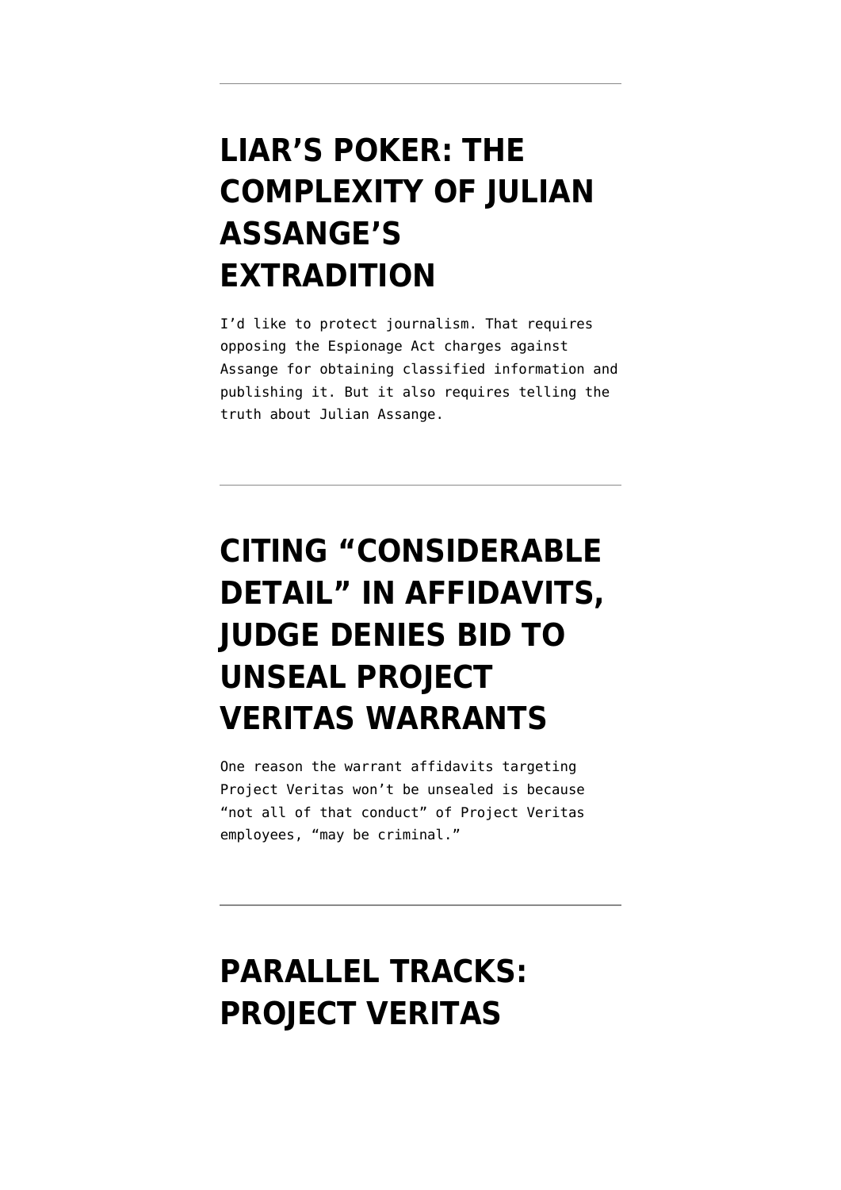---

# LIAR'S POKER: THE COMPLEXITY OF JULIAN ASSANGE'S EXTRADITION

I'd like to protect journalism. That requires opposing the Espionage Act charges against Assange for obtaining classified information and publishing it. But it also requires telling the truth about Julian Assange.

---

# CITING "CONSIDERABLE DETAIL" IN AFFIDAVITS, JUDGE DENIES BID TO UNSEAL PROJECT VERITAS WARRANTS

One reason the warrant affidavits targeting Project Veritas won't be unsealed is because "not all of that conduct" of Project Veritas employees, "may be criminal."

---

# PARALLEL TRACKS: PROJECT VERITAS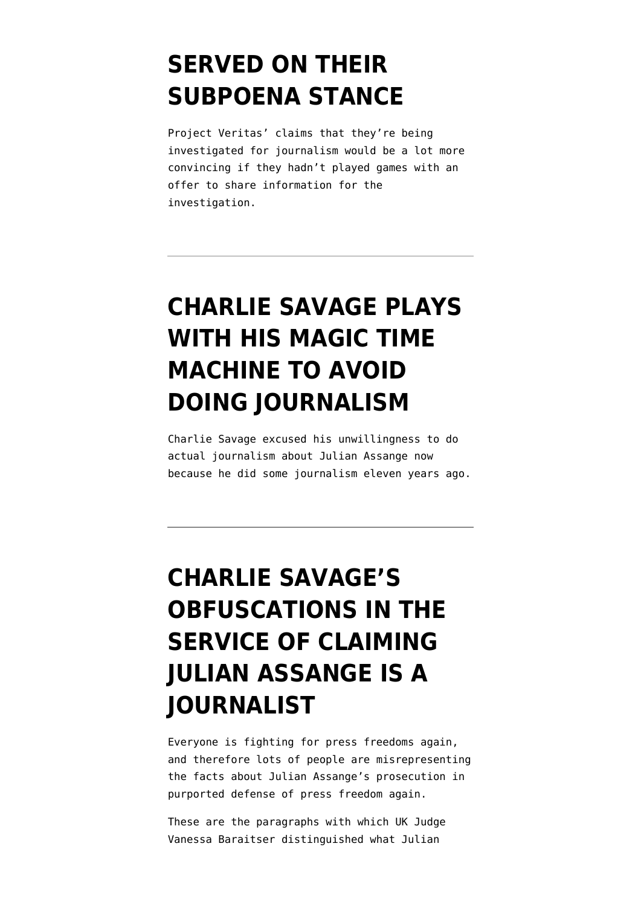# SERVED ON THEIR SUBPOENA STANCE

Project Veritas' claims that they're being investigated for journalism would be a lot more convincing if they hadn't played games with an offer to share information for the investigation.

---

# CHARLIE SAVAGE PLAYS WITH HIS MAGIC TIME MACHINE TO AVOID DOING JOURNALISM

Charlie Savage excused his unwillingness to do actual journalism about Julian Assange now because he did some journalism eleven years ago.

---

# CHARLIE SAVAGE'S OBFUSCATIONS IN THE SERVICE OF CLAIMING JULIAN ASSANGE IS A JOURNALIST

Everyone is fighting for press freedoms again, and therefore lots of people are misrepresenting the facts about Julian Assange's prosecution in purported defense of press freedom again.

These are the paragraphs with which UK Judge Vanessa Baraitser distinguished what Julian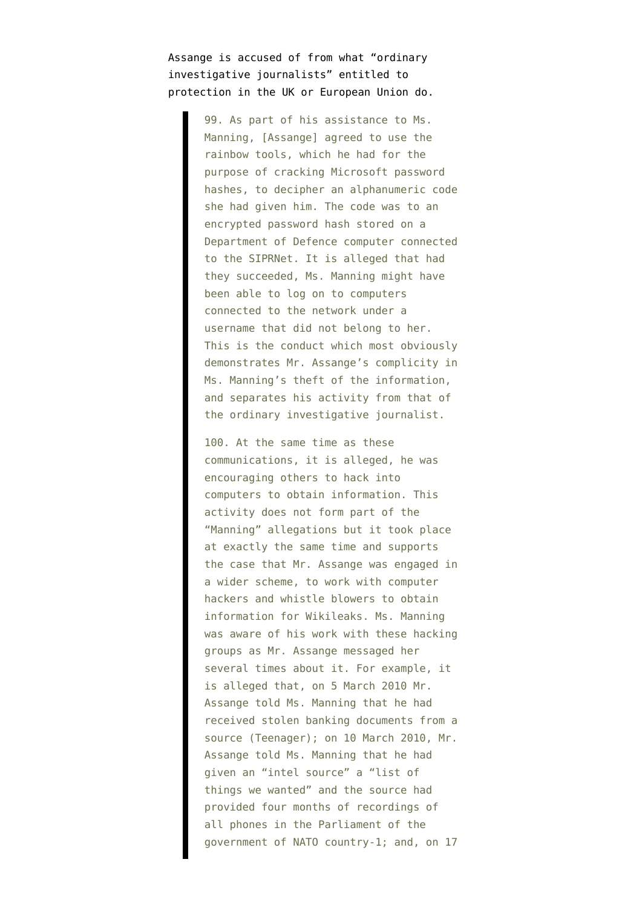Assange is accused of from what "ordinary investigative journalists" entitled to protection in the UK or European Union do.

> 99. As part of his assistance to Ms. Manning, [Assange] agreed to use the rainbow tools, which he had for the purpose of cracking Microsoft password hashes, to decipher an alphanumeric code she had given him. The code was to an encrypted password hash stored on a Department of Defence computer connected to the SIPRNet. It is alleged that had they succeeded, Ms. Manning might have been able to log on to computers connected to the network under a username that did not belong to her. This is the conduct which most obviously demonstrates Mr. Assange's complicity in Ms. Manning's theft of the information, and separates his activity from that of the ordinary investigative journalist.
>
> 100. At the same time as these communications, it is alleged, he was encouraging others to hack into computers to obtain information. This activity does not form part of the "Manning" allegations but it took place at exactly the same time and supports the case that Mr. Assange was engaged in a wider scheme, to work with computer hackers and whistle blowers to obtain information for Wikileaks. Ms. Manning was aware of his work with these hacking groups as Mr. Assange messaged her several times about it. For example, it is alleged that, on 5 March 2010 Mr. Assange told Ms. Manning that he had received stolen banking documents from a source (Teenager); on 10 March 2010, Mr. Assange told Ms. Manning that he had given an "intel source" a "list of things we wanted" and the source had provided four months of recordings of all phones in the Parliament of the government of NATO country-1; and, on 17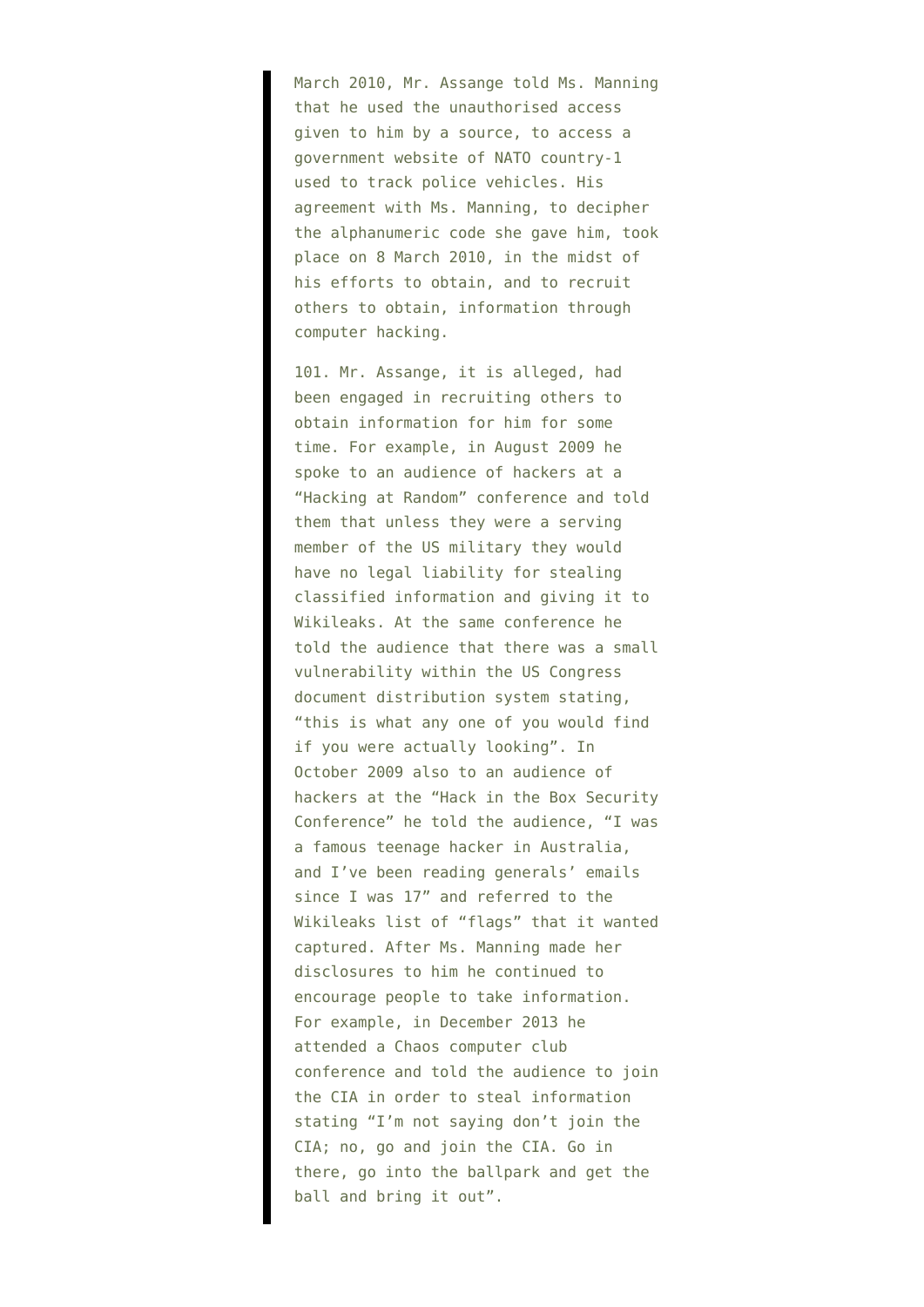> March 2010, Mr. Assange told Ms. Manning that he used the unauthorised access given to him by a source, to access a government website of NATO country-1 used to track police vehicles. His agreement with Ms. Manning, to decipher the alphanumeric code she gave him, took place on 8 March 2010, in the midst of his efforts to obtain, and to recruit others to obtain, information through computer hacking.
>
> 101. Mr. Assange, it is alleged, had been engaged in recruiting others to obtain information for him for some time. For example, in August 2009 he spoke to an audience of hackers at a "Hacking at Random" conference and told them that unless they were a serving member of the US military they would have no legal liability for stealing classified information and giving it to Wikileaks. At the same conference he told the audience that there was a small vulnerability within the US Congress document distribution system stating, "this is what any one of you would find if you were actually looking". In October 2009 also to an audience of hackers at the "Hack in the Box Security Conference" he told the audience, "I was a famous teenage hacker in Australia, and I've been reading generals' emails since I was 17" and referred to the Wikileaks list of "flags" that it wanted captured. After Ms. Manning made her disclosures to him he continued to encourage people to take information. For example, in December 2013 he attended a Chaos computer club conference and told the audience to join the CIA in order to steal information stating "I'm not saying don't join the CIA; no, go and join the CIA. Go in there, go into the ballpark and get the ball and bring it out".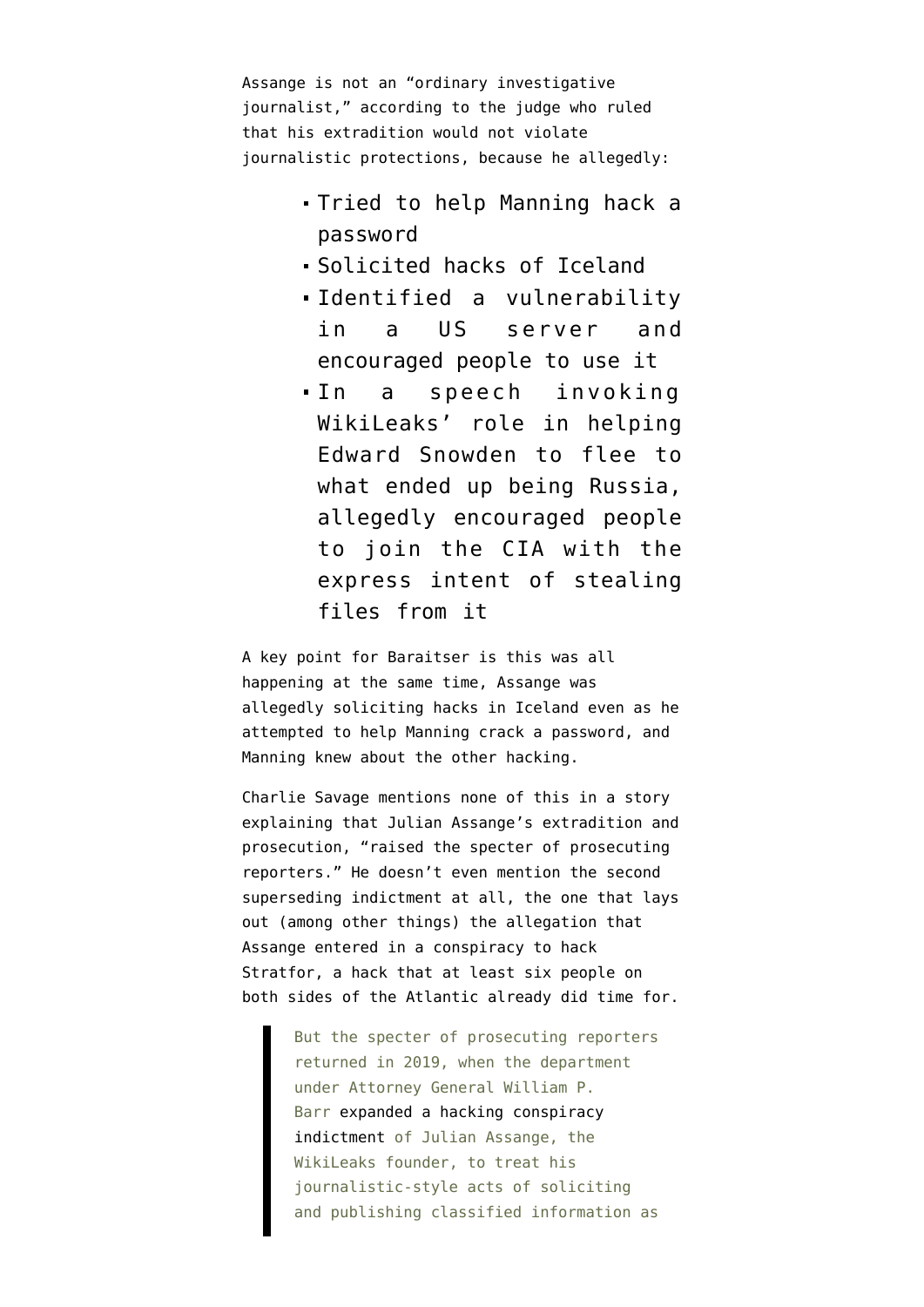Assange is not an "ordinary investigative journalist," according to the judge who ruled that his extradition would not violate journalistic protections, because he allegedly:

- Tried to help Manning hack a password
- Solicited hacks of Iceland
- Identified a vulnerability in a US server and encouraged people to use it
- In a speech invoking WikiLeaks' role in helping Edward Snowden to flee to what ended up being Russia, allegedly encouraged people to join the CIA with the express intent of stealing files from it

A key point for Baraitser is this was all happening at the same time, Assange was allegedly soliciting hacks in Iceland even as he attempted to help Manning crack a password, and Manning knew about the other hacking.

Charlie Savage mentions none of this in a story explaining that Julian Assange's extradition and prosecution, "raised the specter of prosecuting reporters." He doesn't even mention the second superseding indictment at all, the one that lays out (among other things) the allegation that Assange entered in a conspiracy to hack Stratfor, a hack that at least six people on both sides of the Atlantic already did time for.

> But the specter of prosecuting reporters returned in 2019, when the department under Attorney General William P. Barr expanded a hacking conspiracy indictment of Julian Assange, the WikiLeaks founder, to treat his journalistic-style acts of soliciting and publishing classified information as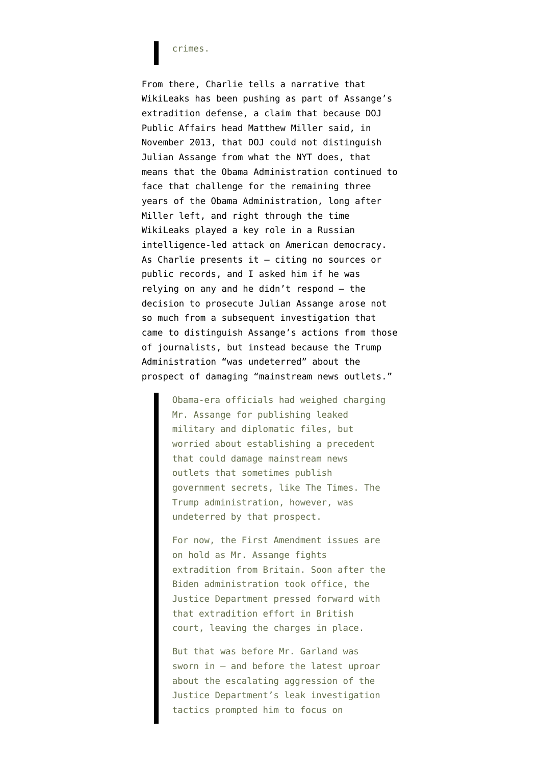> crimes.

From there, Charlie tells a narrative that WikiLeaks has been pushing as part of Assange's extradition defense, a claim that because DOJ Public Affairs head Matthew Miller said, in November 2013, that DOJ could not distinguish Julian Assange from what the NYT does, that means that the Obama Administration continued to face that challenge for the remaining three years of the Obama Administration, long after Miller left, and right through the time WikiLeaks played a key role in a Russian intelligence-led attack on American democracy. As Charlie presents it — citing no sources or public records, and I asked him if he was relying on any and he didn't respond — the decision to prosecute Julian Assange arose not so much from a subsequent investigation that came to distinguish Assange's actions from those of journalists, but instead because the Trump Administration "was undeterred" about the prospect of damaging "mainstream news outlets."

> Obama-era officials had weighed charging Mr. Assange for publishing leaked military and diplomatic files, but worried about establishing a precedent that could damage mainstream news outlets that sometimes publish government secrets, like The Times. The Trump administration, however, was undeterred by that prospect.
>
> For now, the First Amendment issues are on hold as Mr. Assange fights extradition from Britain. Soon after the Biden administration took office, the Justice Department pressed forward with that extradition effort in British court, leaving the charges in place.
>
> But that was before Mr. Garland was sworn in — and before the latest uproar about the escalating aggression of the Justice Department's leak investigation tactics prompted him to focus on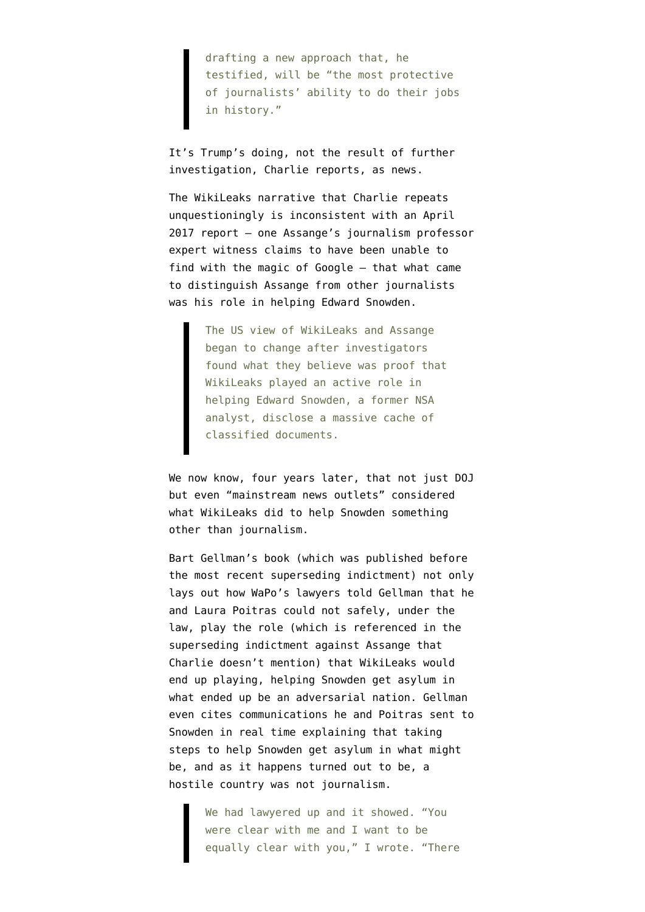> drafting a new approach that, he testified, will be "the most protective of journalists' ability to do their jobs in history."

It's Trump's doing, not the result of further investigation, Charlie reports, as news.

The WikiLeaks narrative that Charlie repeats unquestioningly is inconsistent with an April 2017 report — one Assange's journalism professor expert witness claims to have been unable to find with the magic of Google — that what came to distinguish Assange from other journalists was his role in helping Edward Snowden.

> The US view of WikiLeaks and Assange began to change after investigators found what they believe was proof that WikiLeaks played an active role in helping Edward Snowden, a former NSA analyst, disclose a massive cache of classified documents.

We now know, four years later, that not just DOJ but even "mainstream news outlets" considered what WikiLeaks did to help Snowden something other than journalism.

Bart Gellman's book (which was published before the most recent superseding indictment) not only lays out how WaPo's lawyers told Gellman that he and Laura Poitras could not safely, under the law, play the role (which is referenced in the superseding indictment against Assange that Charlie doesn't mention) that WikiLeaks would end up playing, helping Snowden get asylum in what ended up be an adversarial nation. Gellman even cites communications he and Poitras sent to Snowden in real time explaining that taking steps to help Snowden get asylum in what might be, and as it happens turned out to be, a hostile country was not journalism.

> We had lawyered up and it showed. "You were clear with me and I want to be equally clear with you," I wrote. "There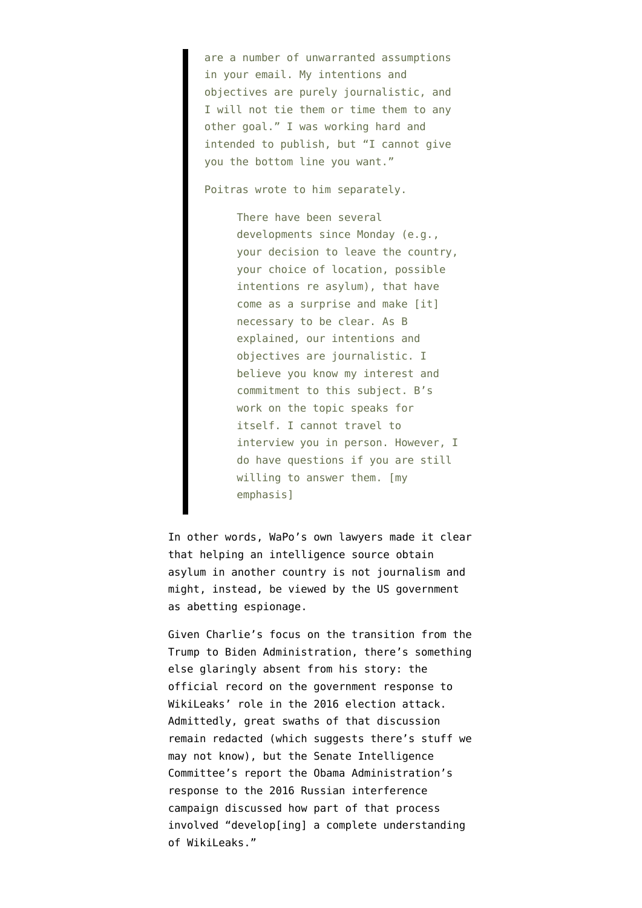> are a number of unwarranted assumptions in your email. My intentions and objectives are purely journalistic, and I will not tie them or time them to any other goal." I was working hard and intended to publish, but "I cannot give you the bottom line you want."
>
> Poitras wrote to him separately.
>
> > There have been several developments since Monday (e.g., your decision to leave the country, your choice of location, possible intentions re asylum), that have come as a surprise and make [it] necessary to be clear. As B explained, our intentions and objectives are journalistic. I believe you know my interest and commitment to this subject. B's work on the topic speaks for itself. I cannot travel to interview you in person. However, I do have questions if you are still willing to answer them. [my emphasis]

In other words, WaPo's own lawyers made it clear that helping an intelligence source obtain asylum in another country is not journalism and might, instead, be viewed by the US government as abetting espionage.

Given Charlie's focus on the transition from the Trump to Biden Administration, there's something else glaringly absent from his story: the official record on the government response to WikiLeaks' role in the 2016 election attack. Admittedly, great swaths of that discussion remain redacted (which suggests there's stuff we may not know), but the Senate Intelligence Committee's report the Obama Administration's response to the 2016 Russian interference campaign discussed how part of that process involved "develop[ing] a complete understanding of WikiLeaks."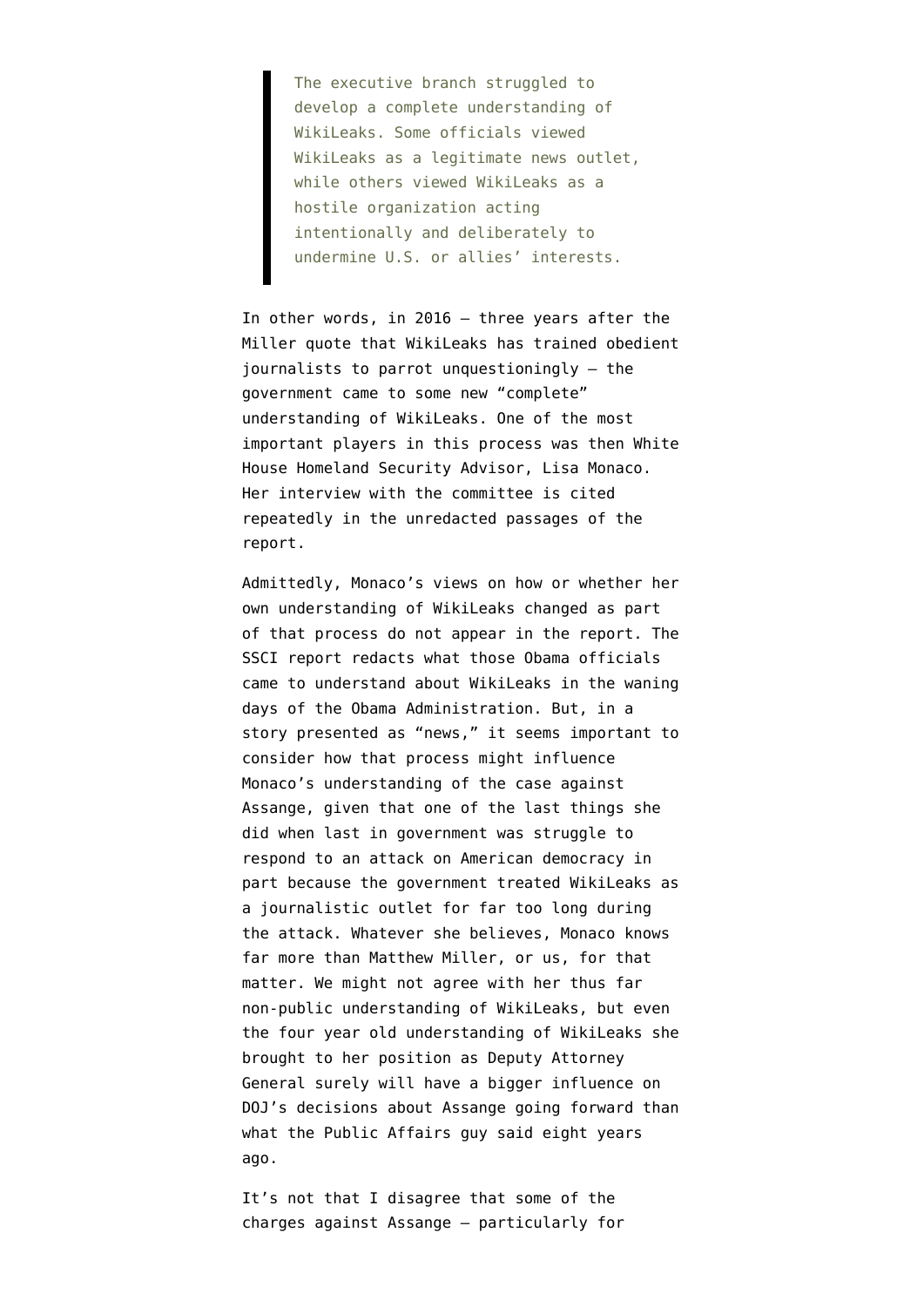> The executive branch struggled to develop a complete understanding of WikiLeaks. Some officials viewed WikiLeaks as a legitimate news outlet, while others viewed WikiLeaks as a hostile organization acting intentionally and deliberately to undermine U.S. or allies' interests.

In other words, in 2016 — three years after the Miller quote that WikiLeaks has trained obedient journalists to parrot unquestioningly — the government came to some new "complete" understanding of WikiLeaks. One of the most important players in this process was then White House Homeland Security Advisor, Lisa Monaco. Her interview with the committee is cited repeatedly in the unredacted passages of the report.

Admittedly, Monaco's views on how or whether her own understanding of WikiLeaks changed as part of that process do not appear in the report. The SSCI report redacts what those Obama officials came to understand about WikiLeaks in the waning days of the Obama Administration. But, in a story presented as "news," it seems important to consider how that process might influence Monaco's understanding of the case against Assange, given that one of the last things she did when last in government was struggle to respond to an attack on American democracy in part because the government treated WikiLeaks as a journalistic outlet for far too long during the attack. Whatever she believes, Monaco knows far more than Matthew Miller, or us, for that matter. We might not agree with her thus far non-public understanding of WikiLeaks, but even the four year old understanding of WikiLeaks she brought to her position as Deputy Attorney General surely will have a bigger influence on DOJ's decisions about Assange going forward than what the Public Affairs guy said eight years ago.

It's not that I disagree that some of the charges against Assange — particularly for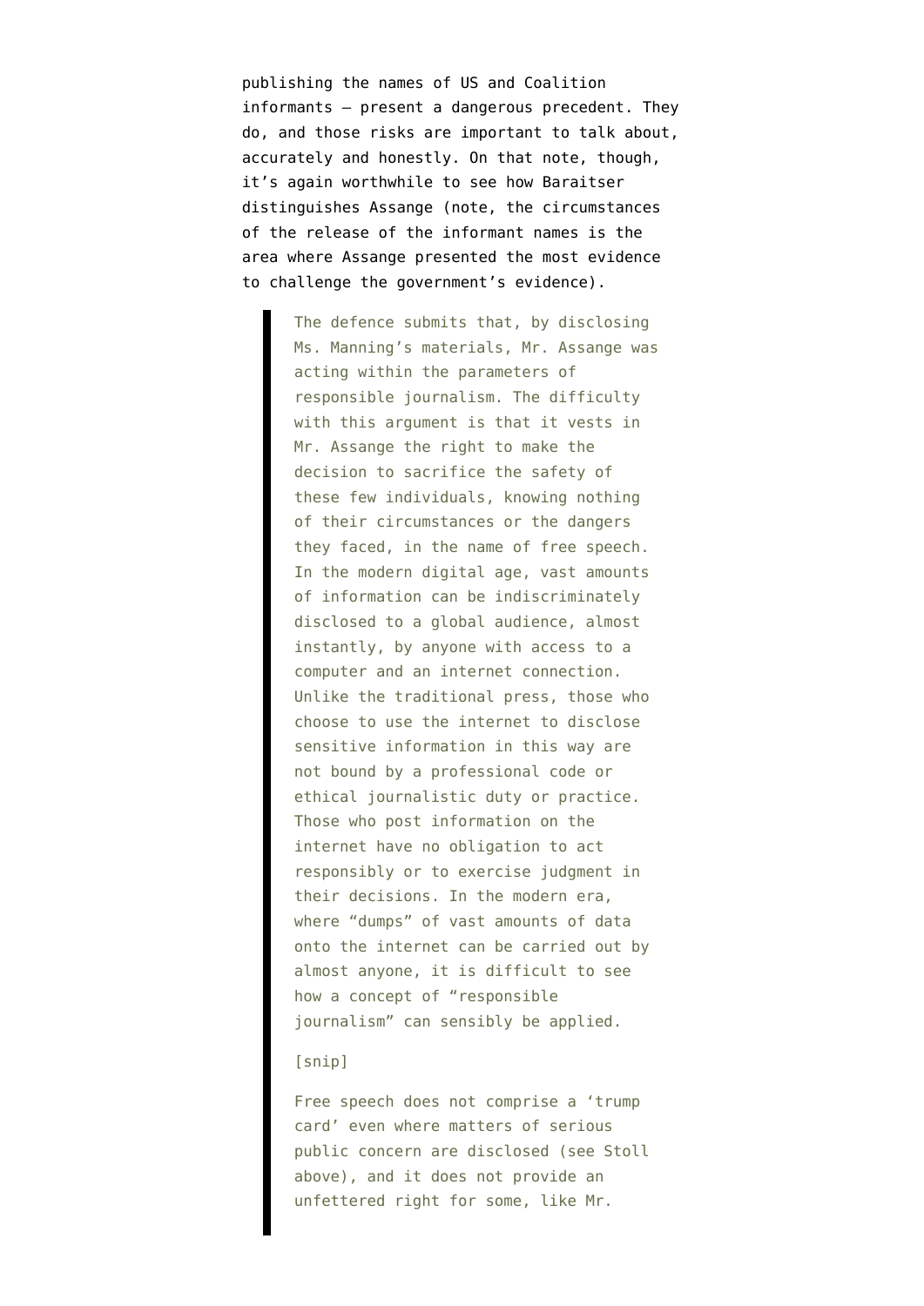publishing the names of US and Coalition informants — present a dangerous precedent. They do, and those risks are important to talk about, accurately and honestly. On that note, though, it's again worthwhile to see how Baraitser distinguishes Assange (note, the circumstances of the release of the informant names is the area where Assange presented the most evidence to challenge the government's evidence).

> The defence submits that, by disclosing Ms. Manning's materials, Mr. Assange was acting within the parameters of responsible journalism. The difficulty with this argument is that it vests in Mr. Assange the right to make the decision to sacrifice the safety of these few individuals, knowing nothing of their circumstances or the dangers they faced, in the name of free speech. In the modern digital age, vast amounts of information can be indiscriminately disclosed to a global audience, almost instantly, by anyone with access to a computer and an internet connection. Unlike the traditional press, those who choose to use the internet to disclose sensitive information in this way are not bound by a professional code or ethical journalistic duty or practice. Those who post information on the internet have no obligation to act responsibly or to exercise judgment in their decisions. In the modern era, where "dumps" of vast amounts of data onto the internet can be carried out by almost anyone, it is difficult to see how a concept of "responsible journalism" can sensibly be applied.
>
> [snip]
>
> Free speech does not comprise a 'trump card' even where matters of serious public concern are disclosed (see Stoll above), and it does not provide an unfettered right for some, like Mr.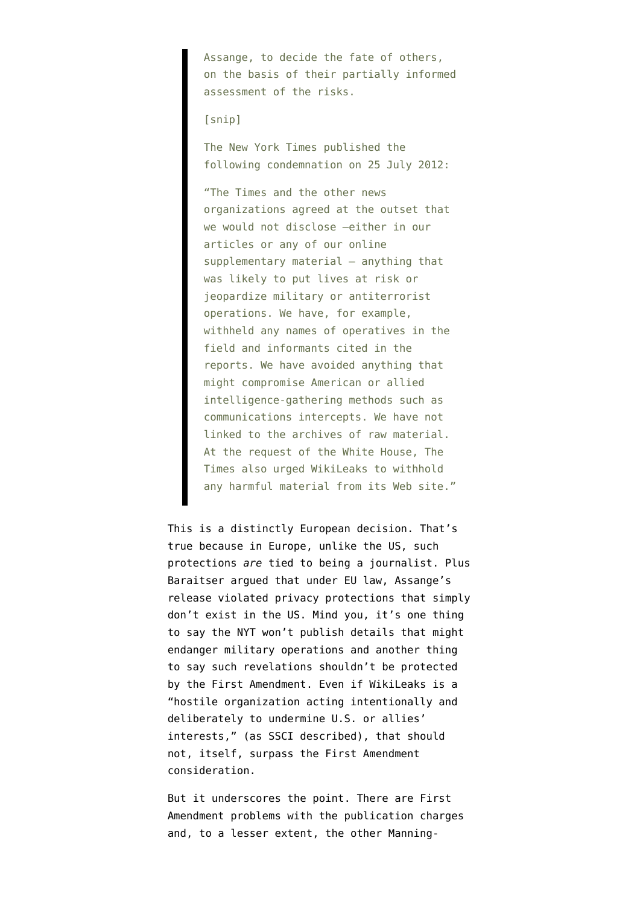> Assange, to decide the fate of others, on the basis of their partially informed assessment of the risks.
>
> [snip]
>
> The New York Times published the following condemnation on 25 July 2012:
>
> "The Times and the other news organizations agreed at the outset that we would not disclose —either in our articles or any of our online supplementary material — anything that was likely to put lives at risk or jeopardize military or antiterrorist operations. We have, for example, withheld any names of operatives in the field and informants cited in the reports. We have avoided anything that might compromise American or allied intelligence-gathering methods such as communications intercepts. We have not linked to the archives of raw material. At the request of the White House, The Times also urged WikiLeaks to withhold any harmful material from its Web site."

This is a distinctly European decision. That's true because in Europe, unlike the US, such protections *are* tied to being a journalist. Plus Baraitser argued that under EU law, Assange's release violated privacy protections that simply don't exist in the US. Mind you, it's one thing to say the NYT won't publish details that might endanger military operations and another thing to say such revelations shouldn't be protected by the First Amendment. Even if WikiLeaks is a "hostile organization acting intentionally and deliberately to undermine U.S. or allies' interests," (as SSCI described), that should not, itself, surpass the First Amendment consideration.

But it underscores the point. There are First Amendment problems with the publication charges and, to a lesser extent, the other Manning-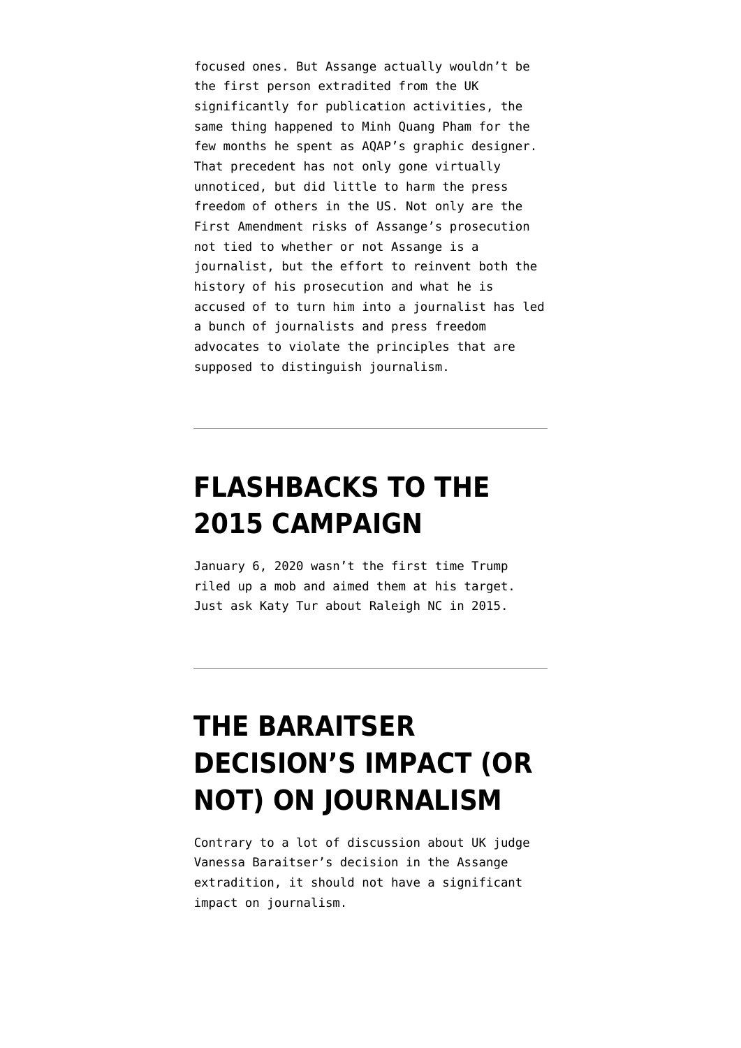focused ones. But Assange actually wouldn't be the first person extradited from the UK significantly for publication activities, the same thing happened to Minh Quang Pham for the few months he spent as AQAP's graphic designer. That precedent has not only gone virtually unnoticed, but did little to harm the press freedom of others in the US. Not only are the First Amendment risks of Assange's prosecution not tied to whether or not Assange is a journalist, but the effort to reinvent both the history of his prosecution and what he is accused of to turn him into a journalist has led a bunch of journalists and press freedom advocates to violate the principles that are supposed to distinguish journalism.

---

# FLASHBACKS TO THE 2015 CAMPAIGN

January 6, 2020 wasn't the first time Trump riled up a mob and aimed them at his target. Just ask Katy Tur about Raleigh NC in 2015.

---

# THE BARAITSER DECISION'S IMPACT (OR NOT) ON JOURNALISM

Contrary to a lot of discussion about UK judge Vanessa Baraitser's decision in the Assange extradition, it should not have a significant impact on journalism.